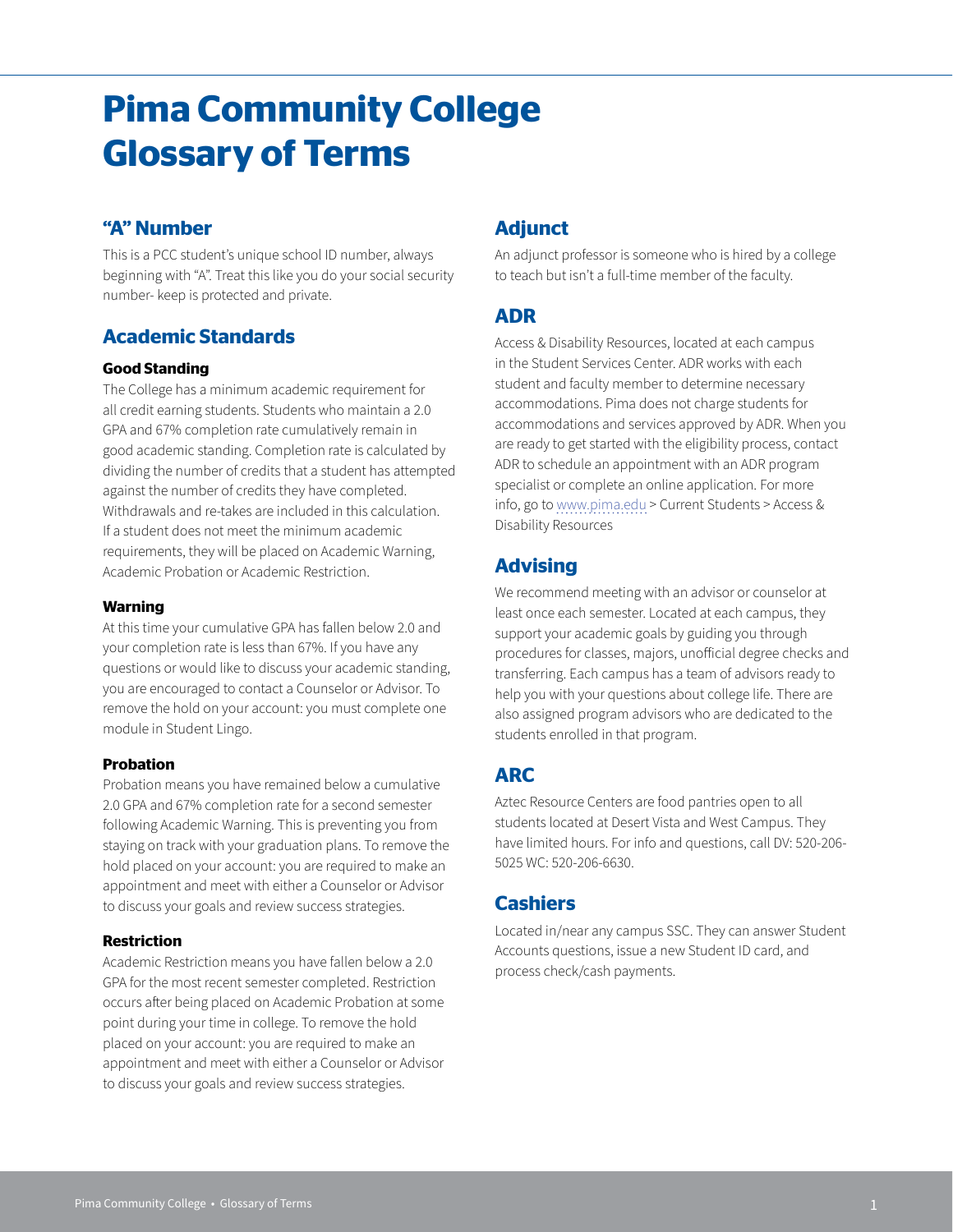# Pima Community College Glossary of Terms

## "A" Number

This is a PCC student's unique school ID number, always beginning with "A". Treat this like you do your social security number- keep is protected and private.

## Academic Standards

### Good Standing

The College has a minimum academic requirement for all credit earning students. Students who maintain a 2.0 GPA and 67% completion rate cumulatively remain in good academic standing. Completion rate is calculated by dividing the number of credits that a student has attempted against the number of credits they have completed. Withdrawals and re-takes are included in this calculation. If a student does not meet the minimum academic requirements, they will be placed on Academic Warning, Academic Probation or Academic Restriction.

### Warning

At this time your cumulative GPA has fallen below 2.0 and your completion rate is less than 67%. If you have any questions or would like to discuss your academic standing, you are encouraged to contact a Counselor or Advisor. To remove the hold on your account: you must complete one module in Student Lingo.

### Probation

Probation means you have remained below a cumulative 2.0 GPA and 67% completion rate for a second semester following Academic Warning. This is preventing you from staying on track with your graduation plans. To remove the hold placed on your account: you are required to make an appointment and meet with either a Counselor or Advisor to discuss your goals and review success strategies.

### Restriction

Academic Restriction means you have fallen below a 2.0 GPA for the most recent semester completed. Restriction occurs after being placed on Academic Probation at some point during your time in college. To remove the hold placed on your account: you are required to make an appointment and meet with either a Counselor or Advisor to discuss your goals and review success strategies.

## Adjunct

An adjunct professor is someone who is hired by a college to teach but isn't a full-time member of the faculty.

## ADR

Access & Disability Resources, located at each campus in the Student Services Center. ADR works with each student and faculty member to determine necessary accommodations. Pima does not charge students for accommodations and services approved by ADR. When you are ready to get started with the eligibility process, contact ADR to schedule an appointment with an ADR program specialist or complete an online application. For more info, go to www.pima.edu > Current Students > Access & Disability Resources

## Advising

We recommend meeting with an advisor or counselor at least once each semester. Located at each campus, they support your academic goals by guiding you through procedures for classes, majors, unofficial degree checks and transferring. Each campus has a team of advisors ready to help you with your questions about college life. There are also assigned program advisors who are dedicated to the students enrolled in that program.

## ARC

Aztec Resource Centers are food pantries open to all students located at Desert Vista and West Campus. They have limited hours. For info and questions, call DV: 520-206-5025 WC: 520-206-6630.

## Cashiers

Located in/near any campus SSC. They can answer Student Accounts questions, issue a new Student ID card, and process check/cash payments.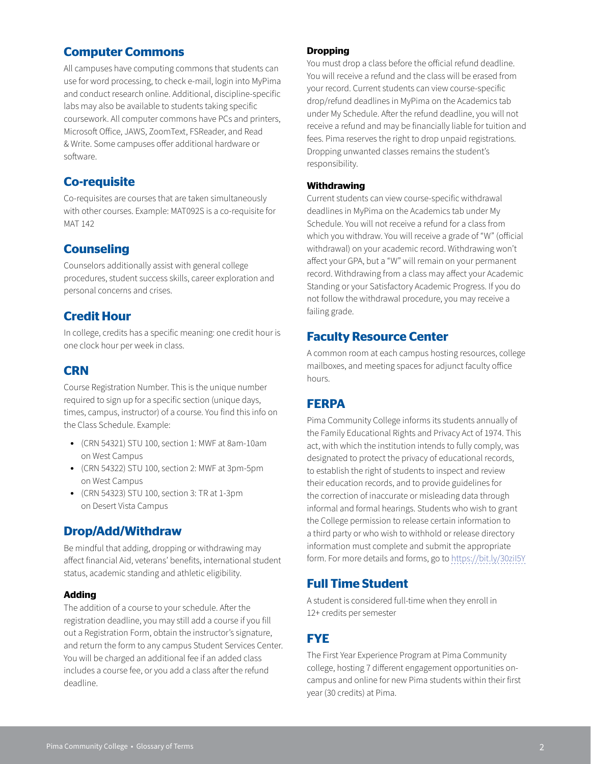## Computer Commons

All campuses have computing commons that students can use for word processing, to check e-mail, login into MyPima and conduct research online. Additional, discipline-specific labs may also be available to students taking specific coursework. All computer commons have PCs and printers, Microsoft Office, JAWS, ZoomText, FSReader, and Read & Write. Some campuses offer additional hardware or software.

## Co-requisite

Co-requisites are courses that are taken simultaneously with other courses. Example: MAT092S is a co-requisite for MAT 142

## Counseling

Counselors additionally assist with general college procedures, student success skills, career exploration and personal concerns and crises.

## Credit Hour

In college, credits has a specific meaning: one credit hour is one clock hour per week in class.

## CRN

Course Registration Number. This is the unique number required to sign up for a specific section (unique days, times, campus, instructor) of a course. You find this info on the Class Schedule. Example:

- (CRN 54321) STU 100, section 1: MWF at 8am-10am on West Campus
- (CRN 54322) STU 100, section 2: MWF at 3pm-5pm on West Campus
- (CRN 54323) STU 100, section 3: TR at 1-3pm on Desert Vista Campus

## Drop/Add/Withdraw

Be mindful that adding, dropping or withdrawing may affect financial Aid, veterans' benefits, international student status, academic standing and athletic eligibility.

#### Adding

The addition of a course to your schedule. After the registration deadline, you may still add a course if you fill out a Registration Form, obtain the instructor's signature, and return the form to any campus Student Services Center. You will be charged an additional fee if an added class includes a course fee, or you add a class after the refund deadline.

#### Dropping

You must drop a class before the official refund deadline. You will receive a refund and the class will be erased from your record. Current students can view course-specific drop/refund deadlines in MyPima on the Academics tab under My Schedule. After the refund deadline, you will not receive a refund and may be financially liable for tuition and fees. Pima reserves the right to drop unpaid registrations. Dropping unwanted classes remains the student's responsibility.

#### Withdrawing

Current students can view course-specific withdrawal deadlines in MyPima on the Academics tab under My Schedule. You will not receive a refund for a class from which you withdraw. You will receive a grade of "W" (official withdrawal) on your academic record. Withdrawing won't affect your GPA, but a "W" will remain on your permanent record. Withdrawing from a class may affect your Academic Standing or your Satisfactory Academic Progress. If you do not follow the withdrawal procedure, you may receive a failing grade.

## Faculty Resource Center

A common room at each campus hosting resources, college mailboxes, and meeting spaces for adjunct faculty office hours.

## FERPA

Pima Community College informs its students annually of the Family Educational Rights and Privacy Act of 1974. This act, with which the institution intends to fully comply, was designated to protect the privacy of educational records, to establish the right of students to inspect and review their education records, and to provide guidelines for the correction of inaccurate or misleading data through informal and formal hearings. Students who wish to grant the College permission to release certain information to a third party or who wish to withhold or release directory information must complete and submit the appropriate form. For more details and forms, go to https://bit.ly/30zil5Y

## Full Time Student

A student is considered full-time when they enroll in 12+ credits per semester

## FYE

The First Year Experience Program at Pima Community college, hosting 7 different engagement opportunities on-campus and online for new Pima students within their first year (30 credits) at Pima.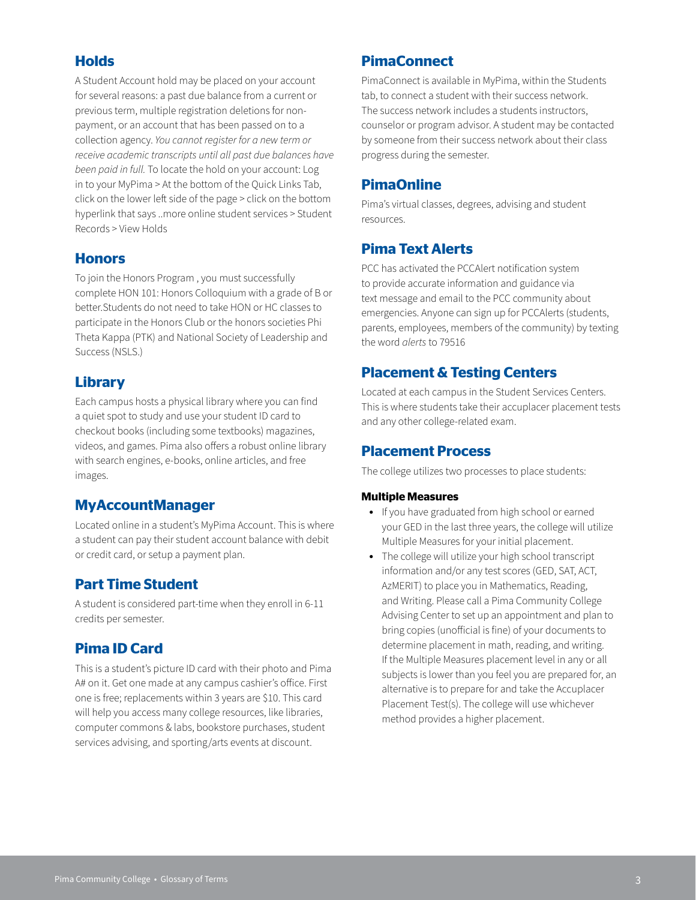## Holds

A Student Account hold may be placed on your account for several reasons: a past due balance from a current or previous term, multiple registration deletions for non-payment, or an account that has been passed on to a collection agency. *You cannot register for a new term or receive academic transcripts until all past due balances have been paid in full.* To locate the hold on your account: Log in to your MyPima > At the bottom of the Quick Links Tab, click on the lower left side of the page > click on the bottom hyperlink that says ..more online student services > Student Records > View Holds

## Honors

To join the Honors Program , you must successfully complete HON 101: Honors Colloquium with a grade of B or better.Students do not need to take HON or HC classes to participate in the Honors Club or the honors societies Phi Theta Kappa (PTK) and National Society of Leadership and Success (NSLS.)

## Library

Each campus hosts a physical library where you can find a quiet spot to study and use your student ID card to checkout books (including some textbooks) magazines, videos, and games. Pima also offers a robust online library with search engines, e-books, online articles, and free images.

## MyAccountManager

Located online in a student's MyPima Account. This is where a student can pay their student account balance with debit or credit card, or setup a payment plan.

## Part Time Student

A student is considered part-time when they enroll in 6-11 credits per semester.

## Pima ID Card

This is a student's picture ID card with their photo and Pima A# on it. Get one made at any campus cashier's office. First one is free; replacements within 3 years are $10. This card will help you access many college resources, like libraries, computer commons & labs, bookstore purchases, student services advising, and sporting/arts events at discount.

## PimaConnect

PimaConnect is available in MyPima, within the Students tab, to connect a student with their success network. The success network includes a students instructors, counselor or program advisor. A student may be contacted by someone from their success network about their class progress during the semester.

## PimaOnline

Pima's virtual classes, degrees, advising and student resources.

## Pima Text Alerts

PCC has activated the PCCAlert notification system to provide accurate information and guidance via text message and email to the PCC community about emergencies. Anyone can sign up for PCCAlerts (students, parents, employees, members of the community) by texting the word *alerts* to 79516

## Placement & Testing Centers

Located at each campus in the Student Services Centers. This is where students take their accuplacer placement tests and any other college-related exam.

## Placement Process

The college utilizes two processes to place students:

### Multiple Measures

- If you have graduated from high school or earned your GED in the last three years, the college will utilize Multiple Measures for your initial placement.
- The college will utilize your high school transcript information and/or any test scores (GED, SAT, ACT, AzMERIT) to place you in Mathematics, Reading, and Writing. Please call a Pima Community College Advising Center to set up an appointment and plan to bring copies (unofficial is fine) of your documents to determine placement in math, reading, and writing. If the Multiple Measures placement level in any or all subjects is lower than you feel you are prepared for, an alternative is to prepare for and take the Accuplacer Placement Test(s). The college will use whichever method provides a higher placement.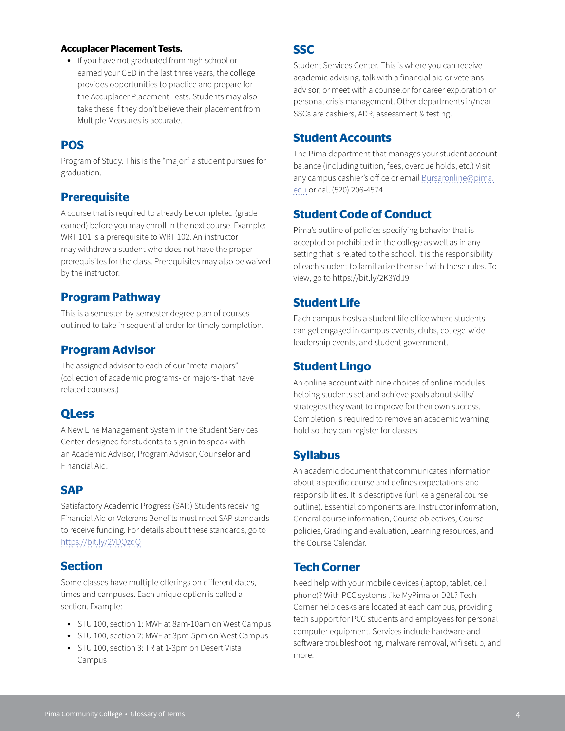**Accuplacer Placement Tests.**

- If you have not graduated from high school or earned your GED in the last three years, the college provides opportunities to practice and prepare for the Accuplacer Placement Tests. Students may also take these if they don't believe their placement from Multiple Measures is accurate.

## POS

Program of Study. This is the "major" a student pursues for graduation.

## Prerequisite

A course that is required to already be completed (grade earned) before you may enroll in the next course. Example: WRT 101 is a prerequisite to WRT 102. An instructor may withdraw a student who does not have the proper prerequisites for the class. Prerequisites may also be waived by the instructor.

## Program Pathway

This is a semester-by-semester degree plan of courses outlined to take in sequential order for timely completion.

## Program Advisor

The assigned advisor to each of our "meta-majors" (collection of academic programs- or majors- that have related courses.)

## QLess

A New Line Management System in the Student Services Center-designed for students to sign in to speak with an Academic Advisor, Program Advisor, Counselor and Financial Aid.

## SAP

Satisfactory Academic Progress (SAP.) Students receiving Financial Aid or Veterans Benefits must meet SAP standards to receive funding. For details about these standards, go to https://bit.ly/2VDQzqQ

## Section

Some classes have multiple offerings on different dates, times and campuses. Each unique option is called a section. Example:

- STU 100, section 1: MWF at 8am-10am on West Campus
- STU 100, section 2: MWF at 3pm-5pm on West Campus
- STU 100, section 3: TR at 1-3pm on Desert Vista Campus

## SSC

Student Services Center. This is where you can receive academic advising, talk with a financial aid or veterans advisor, or meet with a counselor for career exploration or personal crisis management. Other departments in/near SSCs are cashiers, ADR, assessment & testing.

## Student Accounts

The Pima department that manages your student account balance (including tuition, fees, overdue holds, etc.) Visit any campus cashier's office or email Bursaronline@pima.edu or call (520) 206-4574

## Student Code of Conduct

Pima's outline of policies specifying behavior that is accepted or prohibited in the college as well as in any setting that is related to the school. It is the responsibility of each student to familiarize themself with these rules. To view, go to https://bit.ly/2K3YdJ9

## Student Life

Each campus hosts a student life office where students can get engaged in campus events, clubs, college-wide leadership events, and student government.

## Student Lingo

An online account with nine choices of online modules helping students set and achieve goals about skills/strategies they want to improve for their own success. Completion is required to remove an academic warning hold so they can register for classes.

## Syllabus

An academic document that communicates information about a specific course and defines expectations and responsibilities. It is descriptive (unlike a general course outline). Essential components are: Instructor information, General course information, Course objectives, Course policies, Grading and evaluation, Learning resources, and the Course Calendar.

## Tech Corner

Need help with your mobile devices (laptop, tablet, cell phone)? With PCC systems like MyPima or D2L? Tech Corner help desks are located at each campus, providing tech support for PCC students and employees for personal computer equipment. Services include hardware and software troubleshooting, malware removal, wifi setup, and more.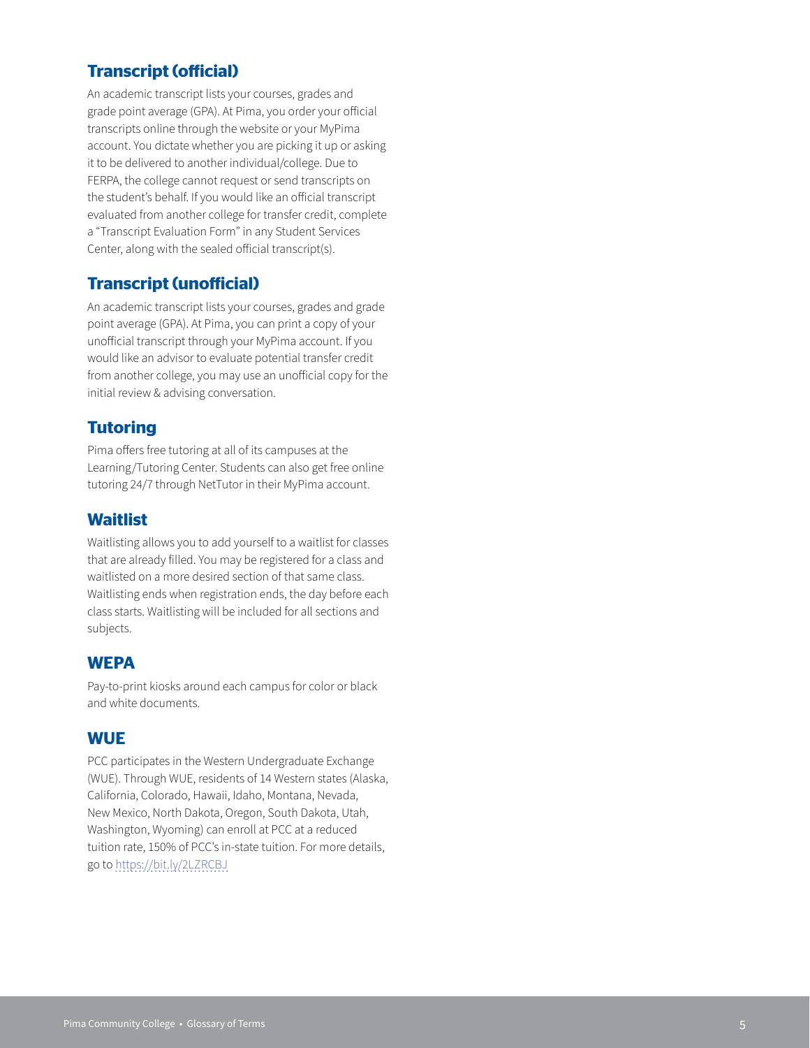## Transcript (official)

An academic transcript lists your courses, grades and grade point average (GPA). At Pima, you order your official transcripts online through the website or your MyPima account. You dictate whether you are picking it up or asking it to be delivered to another individual/college. Due to FERPA, the college cannot request or send transcripts on the student's behalf. If you would like an official transcript evaluated from another college for transfer credit, complete a "Transcript Evaluation Form" in any Student Services Center, along with the sealed official transcript(s).

## Transcript (unofficial)

An academic transcript lists your courses, grades and grade point average (GPA). At Pima, you can print a copy of your unofficial transcript through your MyPima account. If you would like an advisor to evaluate potential transfer credit from another college, you may use an unofficial copy for the initial review & advising conversation.

## Tutoring

Pima offers free tutoring at all of its campuses at the Learning/Tutoring Center. Students can also get free online tutoring 24/7 through NetTutor in their MyPima account.

## Waitlist

Waitlisting allows you to add yourself to a waitlist for classes that are already filled. You may be registered for a class and waitlisted on a more desired section of that same class. Waitlisting ends when registration ends, the day before each class starts. Waitlisting will be included for all sections and subjects.

## WEPA

Pay-to-print kiosks around each campus for color or black and white documents.

## WUE

PCC participates in the Western Undergraduate Exchange (WUE). Through WUE, residents of 14 Western states (Alaska, California, Colorado, Hawaii, Idaho, Montana, Nevada, New Mexico, North Dakota, Oregon, South Dakota, Utah, Washington, Wyoming) can enroll at PCC at a reduced tuition rate, 150% of PCC's in-state tuition. For more details, go to https://bit.ly/2LZRCBJ